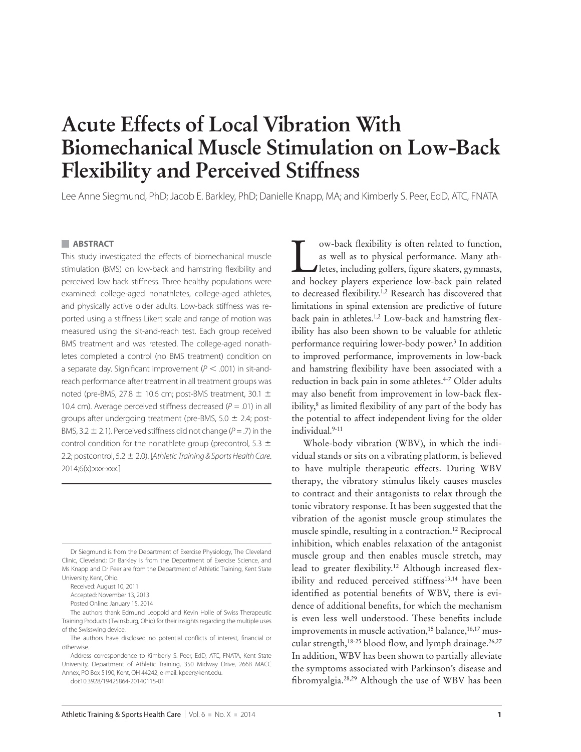# Acute Effects of Local Vibration With Biomechanical Muscle Stimulation on Low-Back Flexibility and Perceived Stiffness

Lee Anne Siegmund, PhD; Jacob E. Barkley, PhD; Danielle Knapp, MA; and Kimberly S. Peer, EdD, ATC, FNATA

## ABSTRACT

This study investigated the effects of biomechanical muscle stimulation (BMS) on low-back and hamstring flexibility and perceived low back stiffness. Three healthy populations were examined: college-aged nonathletes, college-aged athletes, and physically active older adults. Low-back stiffness was reported using a stiffness Likert scale and range of motion was measured using the sit-and-reach test. Each group received BMS treatment and was retested. The college-aged nonathletes completed a control (no BMS treatment) condition on a separate day. Significant improvement ($P < .001$) in sit-and-reach performance after treatment in all treatment groups was noted (pre-BMS, 27.8 ± 10.6 cm; post-BMS treatment, 30.1 ± 10.4 cm). Average perceived stiffness decreased ($P = .01$) in all groups after undergoing treatment (pre-BMS, 5.0 ± 2.4; post-BMS, 3.2 ± 2.1). Perceived stiffness did not change ($P = .7$) in the control condition for the nonathlete group (precontrol, 5.3 ± 2.2; postcontrol, 5.2 ± 2.0). [*Athletic Training & Sports Health Care*. 2014;6(x):xxx-xxx.]

Low-back flexibility is often related to function, as well as to physical performance. Many athletes, including golfers, figure skaters, gymnasts, and hockey players experience low-back pain related to decreased flexibility.[1,2] Research has discovered that limitations in spinal extension are predictive of future back pain in athletes.[1,2] Low-back and hamstring flexibility has also been shown to be valuable for athletic performance requiring lower-body power.[3] In addition to improved performance, improvements in low-back and hamstring flexibility have been associated with a reduction in back pain in some athletes.[4-7] Older adults may also benefit from improvement in low-back flexibility,[8] as limited flexibility of any part of the body has the potential to affect independent living for the older individual.[9-11]

Whole-body vibration (WBV), in which the individual stands or sits on a vibrating platform, is believed to have multiple therapeutic effects. During WBV therapy, the vibratory stimulus likely causes muscles to contract and their antagonists to relax through the tonic vibratory response. It has been suggested that the vibration of the agonist muscle group stimulates the muscle spindle, resulting in a contraction.[12] Reciprocal inhibition, which enables relaxation of the antagonist muscle group and then enables muscle stretch, may lead to greater flexibility.[12] Although increased flexibility and reduced perceived stiffness[13,14] have been identified as potential benefits of WBV, there is evidence of additional benefits, for which the mechanism is even less well understood. These benefits include improvements in muscle activation,[15] balance,[16,17] muscular strength,[18-25] blood flow, and lymph drainage.[26,27] In addition, WBV has been shown to partially alleviate the symptoms associated with Parkinson's disease and fibromyalgia.[28,29] Although the use of WBV has been

---

Dr Siegmund is from the Department of Exercise Physiology, The Cleveland Clinic, Cleveland; Dr Barkley is from the Department of Exercise Science, and Ms Knapp and Dr Peer are from the Department of Athletic Training, Kent State University, Kent, Ohio.

Received: August 10, 2011

Accepted: November 13, 2013

Posted Online: January 15, 2014

The authors thank Edmund Leopold and Kevin Holle of Swiss Therapeutic Training Products (Twinsburg, Ohio) for their insights regarding the multiple uses of the Swisswing device.

The authors have disclosed no potential conflicts of interest, financial or otherwise.

Address correspondence to Kimberly S. Peer, EdD, ATC, FNATA, Kent State University, Department of Athletic Training, 350 Midway Drive, 266B MACC Annex, PO Box 5190, Kent, OH 44242; e-mail: kpeer@kent.edu.

doi:10.3928/19425864-20140115-01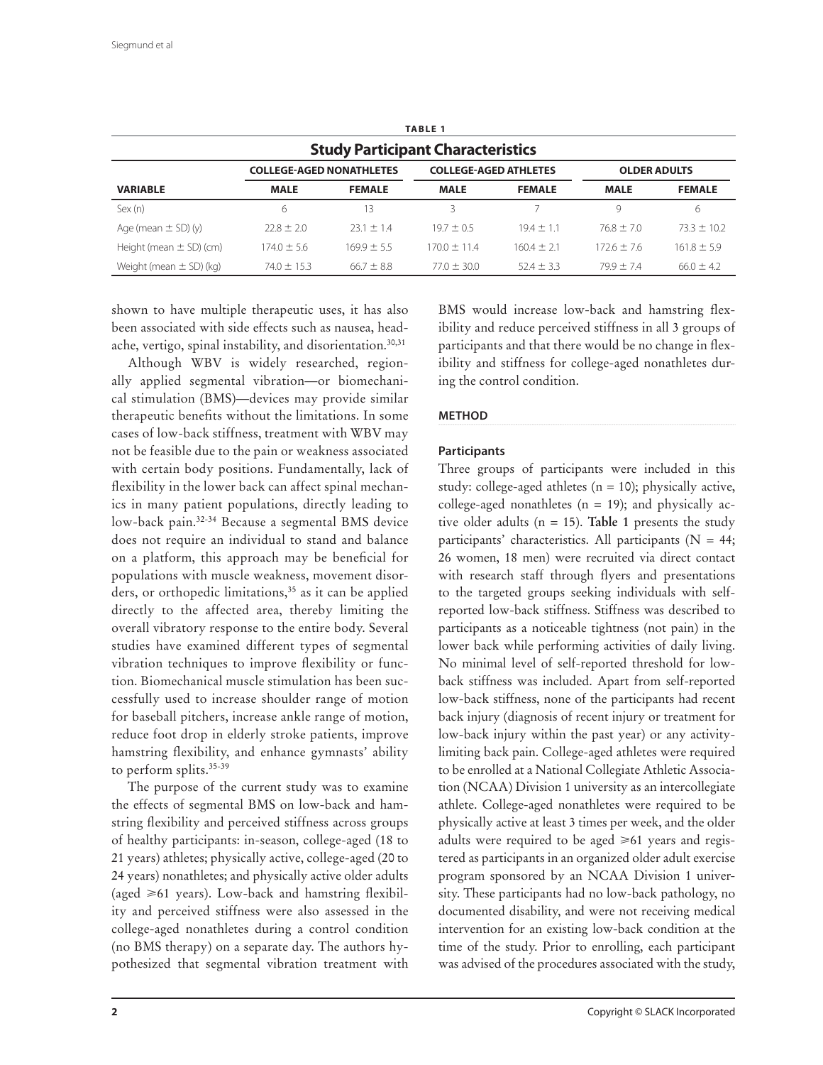**TABLE 1**

**Study Participant Characteristics**

| VARIABLE | COLLEGE-AGED NONATHLETES | | COLLEGE-AGED ATHLETES | | OLDER ADULTS | |
|---|---|---|---|---|---|---|
| | MALE | FEMALE | MALE | FEMALE | MALE | FEMALE |
| Sex (n) | 6 | 13 | 3 | 7 | 9 | 6 |
| Age (mean ± SD) (y) | 22.8 ± 2.0 | 23.1 ± 1.4 | 19.7 ± 0.5 | 19.4 ± 1.1 | 76.8 ± 7.0 | 73.3 ± 10.2 |
| Height (mean ± SD) (cm) | 174.0 ± 5.6 | 169.9 ± 5.5 | 170.0 ± 11.4 | 160.4 ± 2.1 | 172.6 ± 7.6 | 161.8 ± 5.9 |
| Weight (mean ± SD) (kg) | 74.0 ± 15.3 | 66.7 ± 8.8 | 77.0 ± 30.0 | 52.4 ± 3.3 | 79.9 ± 7.4 | 66.0 ± 4.2 |

shown to have multiple therapeutic uses, it has also been associated with side effects such as nausea, headache, vertigo, spinal instability, and disorientation.[30,31]

Although WBV is widely researched, regionally applied segmental vibration—or biomechanical stimulation (BMS)—devices may provide similar therapeutic benefits without the limitations. In some cases of low-back stiffness, treatment with WBV may not be feasible due to the pain or weakness associated with certain body positions. Fundamentally, lack of flexibility in the lower back can affect spinal mechanics in many patient populations, directly leading to low-back pain.[32-34] Because a segmental BMS device does not require an individual to stand and balance on a platform, this approach may be beneficial for populations with muscle weakness, movement disorders, or orthopedic limitations,[35] as it can be applied directly to the affected area, thereby limiting the overall vibratory response to the entire body. Several studies have examined different types of segmental vibration techniques to improve flexibility or function. Biomechanical muscle stimulation has been successfully used to increase shoulder range of motion for baseball pitchers, increase ankle range of motion, reduce foot drop in elderly stroke patients, improve hamstring flexibility, and enhance gymnasts' ability to perform splits.[35-39]

The purpose of the current study was to examine the effects of segmental BMS on low-back and hamstring flexibility and perceived stiffness across groups of healthy participants: in-season, college-aged (18 to 21 years) athletes; physically active, college-aged (20 to 24 years) nonathletes; and physically active older adults (aged ⩾61 years). Low-back and hamstring flexibility and perceived stiffness were also assessed in the college-aged nonathletes during a control condition (no BMS therapy) on a separate day. The authors hypothesized that segmental vibration treatment with BMS would increase low-back and hamstring flexibility and reduce perceived stiffness in all 3 groups of participants and that there would be no change in flexibility and stiffness for college-aged nonathletes during the control condition.

## METHOD

### Participants

Three groups of participants were included in this study: college-aged athletes (n = 10); physically active, college-aged nonathletes (n = 19); and physically active older adults (n = 15). **Table 1** presents the study participants' characteristics. All participants (N = 44; 26 women, 18 men) were recruited via direct contact with research staff through flyers and presentations to the targeted groups seeking individuals with self-reported low-back stiffness. Stiffness was described to participants as a noticeable tightness (not pain) in the lower back while performing activities of daily living. No minimal level of self-reported threshold for low-back stiffness was included. Apart from self-reported low-back stiffness, none of the participants had recent back injury (diagnosis of recent injury or treatment for low-back injury within the past year) or any activity-limiting back pain. College-aged athletes were required to be enrolled at a National Collegiate Athletic Association (NCAA) Division 1 university as an intercollegiate athlete. College-aged nonathletes were required to be physically active at least 3 times per week, and the older adults were required to be aged ⩾61 years and registered as participants in an organized older adult exercise program sponsored by an NCAA Division 1 university. These participants had no low-back pathology, no documented disability, and were not receiving medical intervention for an existing low-back condition at the time of the study. Prior to enrolling, each participant was advised of the procedures associated with the study,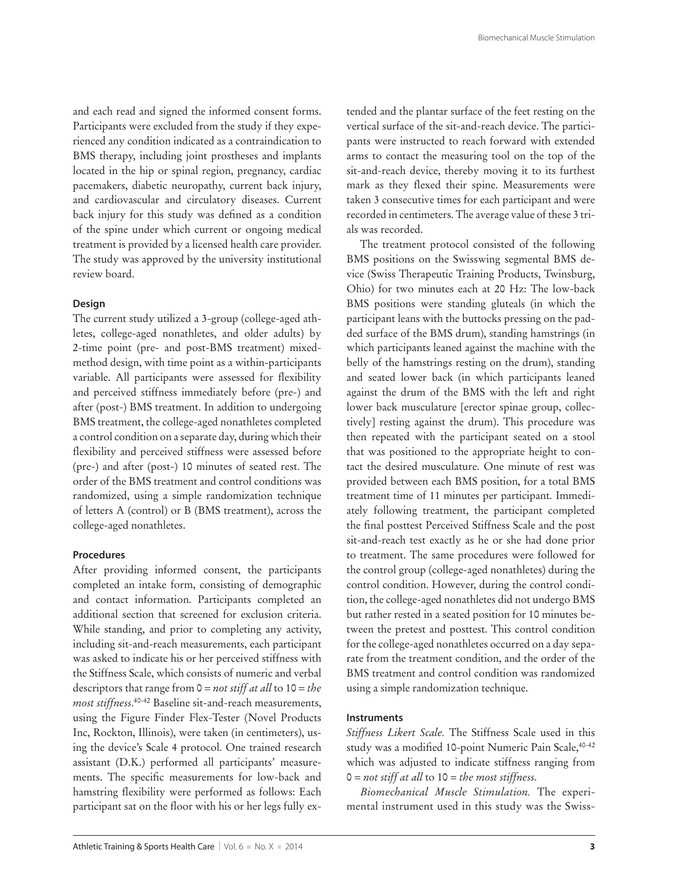and each read and signed the informed consent forms. Participants were excluded from the study if they experienced any condition indicated as a contraindication to BMS therapy, including joint prostheses and implants located in the hip or spinal region, pregnancy, cardiac pacemakers, diabetic neuropathy, current back injury, and cardiovascular and circulatory diseases. Current back injury for this study was defined as a condition of the spine under which current or ongoing medical treatment is provided by a licensed health care provider. The study was approved by the university institutional review board.

### Design

The current study utilized a 3-group (college-aged athletes, college-aged nonathletes, and older adults) by 2-time point (pre- and post-BMS treatment) mixed-method design, with time point as a within-participants variable. All participants were assessed for flexibility and perceived stiffness immediately before (pre-) and after (post-) BMS treatment. In addition to undergoing BMS treatment, the college-aged nonathletes completed a control condition on a separate day, during which their flexibility and perceived stiffness were assessed before (pre-) and after (post-) 10 minutes of seated rest. The order of the BMS treatment and control conditions was randomized, using a simple randomization technique of letters A (control) or B (BMS treatment), across the college-aged nonathletes.

### Procedures

After providing informed consent, the participants completed an intake form, consisting of demographic and contact information. Participants completed an additional section that screened for exclusion criteria. While standing, and prior to completing any activity, including sit-and-reach measurements, each participant was asked to indicate his or her perceived stiffness with the Stiffness Scale, which consists of numeric and verbal descriptors that range from 0 = *not stiff at all* to 10 = *the most stiffness*.[40-42] Baseline sit-and-reach measurements, using the Figure Finder Flex-Tester (Novel Products Inc, Rockton, Illinois), were taken (in centimeters), using the device's Scale 4 protocol. One trained research assistant (D.K.) performed all participants' measurements. The specific measurements for low-back and hamstring flexibility were performed as follows: Each participant sat on the floor with his or her legs fully extended and the plantar surface of the feet resting on the vertical surface of the sit-and-reach device. The participants were instructed to reach forward with extended arms to contact the measuring tool on the top of the sit-and-reach device, thereby moving it to its furthest mark as they flexed their spine. Measurements were taken 3 consecutive times for each participant and were recorded in centimeters. The average value of these 3 trials was recorded.

The treatment protocol consisted of the following BMS positions on the Swisswing segmental BMS device (Swiss Therapeutic Training Products, Twinsburg, Ohio) for two minutes each at 20 Hz: The low-back BMS positions were standing gluteals (in which the participant leans with the buttocks pressing on the padded surface of the BMS drum), standing hamstrings (in which participants leaned against the machine with the belly of the hamstrings resting on the drum), standing and seated lower back (in which participants leaned against the drum of the BMS with the left and right lower back musculature [erector spinae group, collectively] resting against the drum). This procedure was then repeated with the participant seated on a stool that was positioned to the appropriate height to contact the desired musculature. One minute of rest was provided between each BMS position, for a total BMS treatment time of 11 minutes per participant. Immediately following treatment, the participant completed the final posttest Perceived Stiffness Scale and the post sit-and-reach test exactly as he or she had done prior to treatment. The same procedures were followed for the control group (college-aged nonathletes) during the control condition. However, during the control condition, the college-aged nonathletes did not undergo BMS but rather rested in a seated position for 10 minutes between the pretest and posttest. This control condition for the college-aged nonathletes occurred on a day separate from the treatment condition, and the order of the BMS treatment and control condition was randomized using a simple randomization technique.

### Instruments

*Stiffness Likert Scale.* The Stiffness Scale used in this study was a modified 10-point Numeric Pain Scale,[40-42] which was adjusted to indicate stiffness ranging from 0 = *not stiff at all* to 10 = *the most stiffness*.

*Biomechanical Muscle Stimulation.* The experimental instrument used in this study was the Swiss-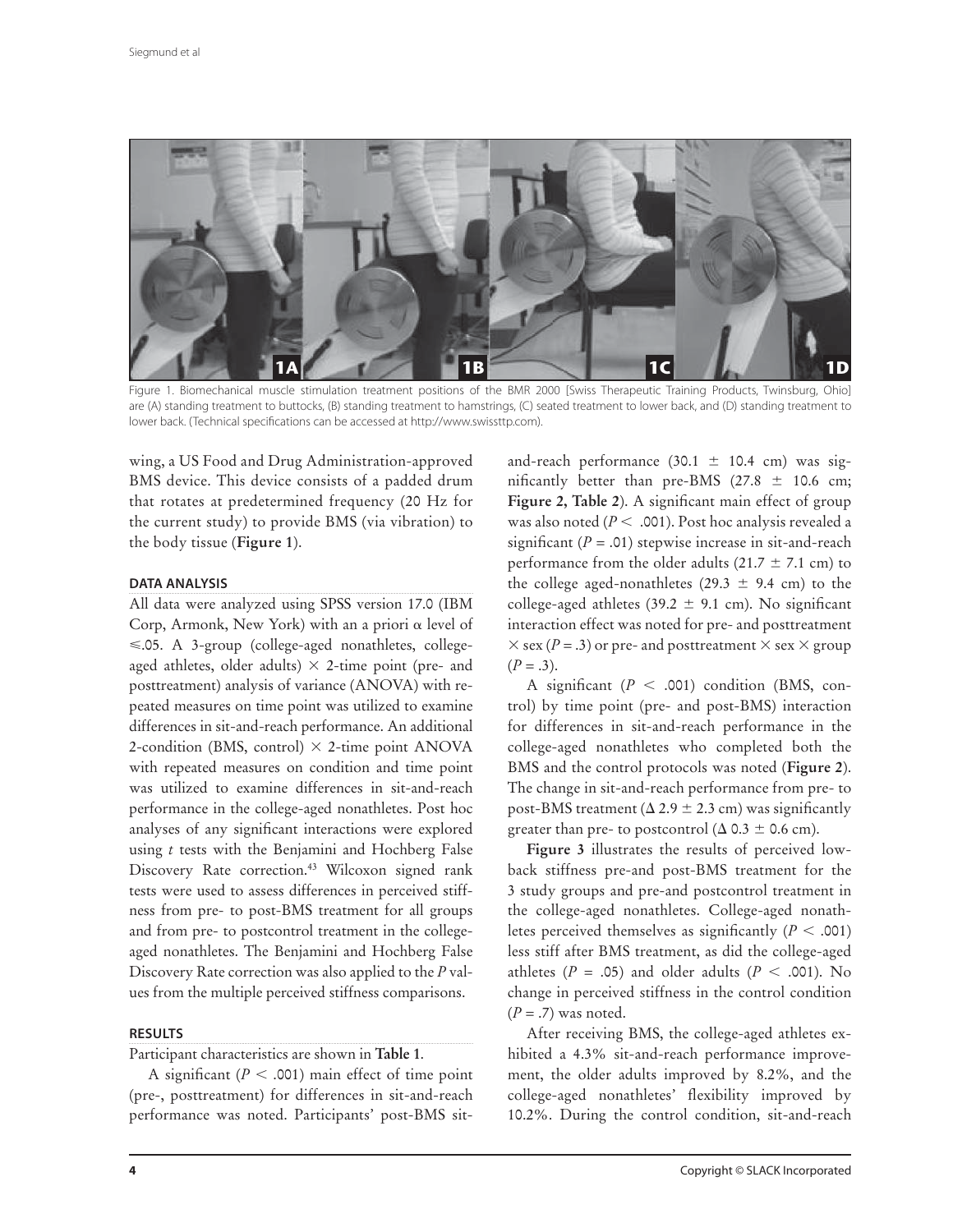Figure 1. Biomechanical muscle stimulation treatment positions of the BMR 2000 [Swiss Therapeutic Training Products, Twinsburg, Ohio] are (A) standing treatment to buttocks, (B) standing treatment to hamstrings, (C) seated treatment to lower back, and (D) standing treatment to lower back. (Technical specifications can be accessed at http://www.swissttp.com).

wing, a US Food and Drug Administration-approved BMS device. This device consists of a padded drum that rotates at predetermined frequency (20 Hz for the current study) to provide BMS (via vibration) to the body tissue (**Figure 1**).

#### DATA ANALYSIS

All data were analyzed using SPSS version 17.0 (IBM Corp, Armonk, New York) with an a priori $\alpha$ level of $\leqslant$.05. A 3-group (college-aged nonathletes, college-aged athletes, older adults) $\times$ 2-time point (pre- and posttreatment) analysis of variance (ANOVA) with repeated measures on time point was utilized to examine differences in sit-and-reach performance. An additional 2-condition (BMS, control) $\times$ 2-time point ANOVA with repeated measures on condition and time point was utilized to examine differences in sit-and-reach performance in the college-aged nonathletes. Post hoc analyses of any significant interactions were explored using *t* tests with the Benjamini and Hochberg False Discovery Rate correction.[43] Wilcoxon signed rank tests were used to assess differences in perceived stiffness from pre- to post-BMS treatment for all groups and from pre- to postcontrol treatment in the college-aged nonathletes. The Benjamini and Hochberg False Discovery Rate correction was also applied to the *P* values from the multiple perceived stiffness comparisons.

#### RESULTS

Participant characteristics are shown in **Table 1**.

A significant ($P < .001$) main effect of time point (pre-, posttreatment) for differences in sit-and-reach performance was noted. Participants' post-BMS sit-and-reach performance (30.1 $\pm$ 10.4 cm) was significantly better than pre-BMS (27.8 $\pm$ 10.6 cm; **Figure 2, Table 2**). A significant main effect of group was also noted ($P < .001$). Post hoc analysis revealed a significant ($P = .01$) stepwise increase in sit-and-reach performance from the older adults (21.7 $\pm$ 7.1 cm) to the college aged-nonathletes (29.3 $\pm$ 9.4 cm) to the college-aged athletes (39.2 $\pm$ 9.1 cm). No significant interaction effect was noted for pre- and posttreatment $\times$ sex ($P = .3$) or pre- and posttreatment $\times$ sex $\times$ group ($P = .3$).

A significant ($P < .001$) condition (BMS, control) by time point (pre- and post-BMS) interaction for differences in sit-and-reach performance in the college-aged nonathletes who completed both the BMS and the control protocols was noted (**Figure 2**). The change in sit-and-reach performance from pre- to post-BMS treatment ($\Delta$ 2.9 $\pm$ 2.3 cm) was significantly greater than pre- to postcontrol ($\Delta$ 0.3 $\pm$ 0.6 cm).

**Figure 3** illustrates the results of perceived low-back stiffness pre-and post-BMS treatment for the 3 study groups and pre-and postcontrol treatment in the college-aged nonathletes. College-aged nonathletes perceived themselves as significantly ($P < .001$) less stiff after BMS treatment, as did the college-aged athletes ($P = .05$) and older adults ($P < .001$). No change in perceived stiffness in the control condition ($P = .7$) was noted.

After receiving BMS, the college-aged athletes exhibited a 4.3% sit-and-reach performance improvement, the older adults improved by 8.2%, and the college-aged nonathletes' flexibility improved by 10.2%. During the control condition, sit-and-reach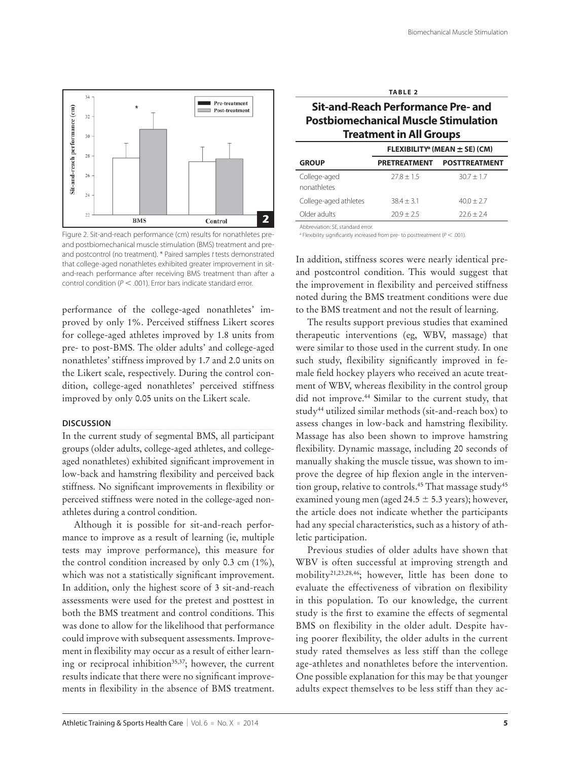Figure 2. Sit-and-reach performance (cm) results for nonathletes pre- and postbiomechanical muscle stimulation (BMS) treatment and pre- and postcontrol (no treatment). * Paired samples *t* tests demonstrated that college-aged nonathletes exhibited greater improvement in sit-and-reach performance after receiving BMS treatment than after a control condition ($P < .001$). Error bars indicate standard error.

**TABLE 2**

**Sit-and-Reach Performance Pre- and Postbiomechanical Muscle Stimulation Treatment in All Groups**

| | FLEXIBILITY[a] (MEAN ± SE) (CM) | |
|---|---|---|
| **GROUP** | **PRETREATMENT** | **POSTTREATMENT** |
| College-aged nonathletes | 27.8 ± 1.5 | 30.7 ± 1.7 |
| College-aged athletes | 38.4 ± 3.1 | 40.0 ± 2.7 |
| Older adults | 20.9 ± 2.5 | 22.6 ± 2.4 |

Abbreviation: SE, standard error.

[a] Flexibility significantly increased from pre- to posttreatment ($P < .001$).

performance of the college-aged nonathletes' improved by only 1%. Perceived stiffness Likert scores for college-aged athletes improved by 1.8 units from pre- to post-BMS. The older adults' and college-aged nonathletes' stiffness improved by 1.7 and 2.0 units on the Likert scale, respectively. During the control condition, college-aged nonathletes' perceived stiffness improved by only 0.05 units on the Likert scale.

## DISCUSSION

In the current study of segmental BMS, all participant groups (older adults, college-aged athletes, and college-aged nonathletes) exhibited significant improvement in low-back and hamstring flexibility and perceived back stiffness. No significant improvements in flexibility or perceived stiffness were noted in the college-aged nonathletes during a control condition.

Although it is possible for sit-and-reach performance to improve as a result of learning (ie, multiple tests may improve performance), this measure for the control condition increased by only 0.3 cm (1%), which was not a statistically significant improvement. In addition, only the highest score of 3 sit-and-reach assessments were used for the pretest and posttest in both the BMS treatment and control conditions. This was done to allow for the likelihood that performance could improve with subsequent assessments. Improvement in flexibility may occur as a result of either learning or reciprocal inhibition[35,37]; however, the current results indicate that there were no significant improvements in flexibility in the absence of BMS treatment. In addition, stiffness scores were nearly identical pre- and postcontrol condition. This would suggest that the improvement in flexibility and perceived stiffness noted during the BMS treatment conditions were due to the BMS treatment and not the result of learning.

The results support previous studies that examined therapeutic interventions (eg, WBV, massage) that were similar to those used in the current study. In one such study, flexibility significantly improved in female field hockey players who received an acute treatment of WBV, whereas flexibility in the control group did not improve.[44] Similar to the current study, that study[44] utilized similar methods (sit-and-reach box) to assess changes in low-back and hamstring flexibility. Massage has also been shown to improve hamstring flexibility. Dynamic massage, including 20 seconds of manually shaking the muscle tissue, was shown to improve the degree of hip flexion angle in the intervention group, relative to controls.[45] That massage study[45] examined young men (aged 24.5 ± 5.3 years); however, the article does not indicate whether the participants had any special characteristics, such as a history of athletic participation.

Previous studies of older adults have shown that WBV is often successful at improving strength and mobility[21,23,28,46]; however, little has been done to evaluate the effectiveness of vibration on flexibility in this population. To our knowledge, the current study is the first to examine the effects of segmental BMS on flexibility in the older adult. Despite having poorer flexibility, the older adults in the current study rated themselves as less stiff than the college age-athletes and nonathletes before the intervention. One possible explanation for this may be that younger adults expect themselves to be less stiff than they ac-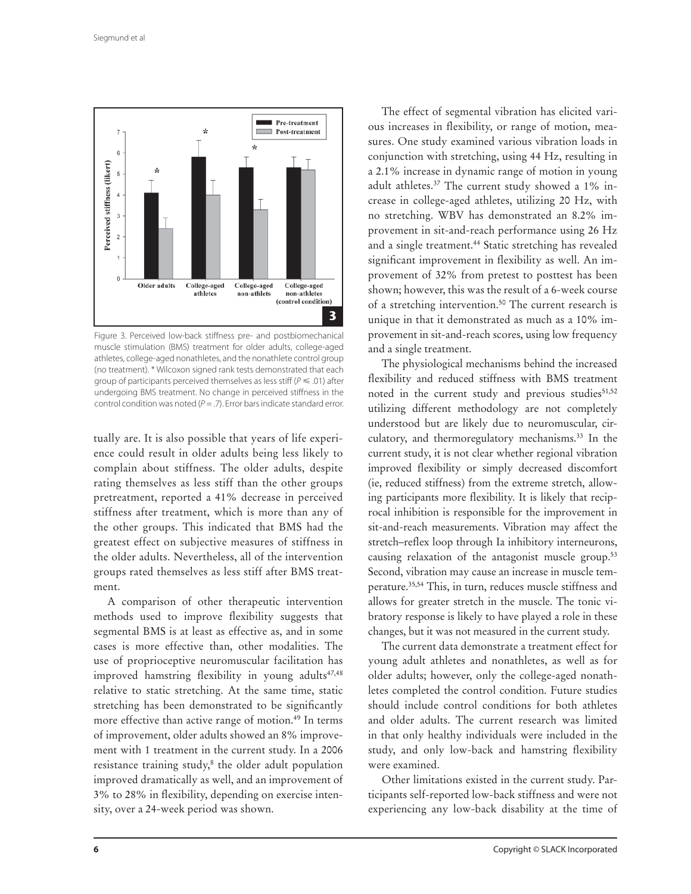Figure 3. Perceived low-back stiffness pre- and postbiomechanical muscle stimulation (BMS) treatment for older adults, college-aged athletes, college-aged nonathletes, and the nonathlete control group (no treatment). * Wilcoxon signed rank tests demonstrated that each group of participants perceived themselves as less stiff ($P \leq .01$) after undergoing BMS treatment. No change in perceived stiffness in the control condition was noted ($P = .7$). Error bars indicate standard error.

tually are. It is also possible that years of life experience could result in older adults being less likely to complain about stiffness. The older adults, despite rating themselves as less stiff than the other groups pretreatment, reported a 41% decrease in perceived stiffness after treatment, which is more than any of the other groups. This indicated that BMS had the greatest effect on subjective measures of stiffness in the older adults. Nevertheless, all of the intervention groups rated themselves as less stiff after BMS treatment.

A comparison of other therapeutic intervention methods used to improve flexibility suggests that segmental BMS is at least as effective as, and in some cases is more effective than, other modalities. The use of proprioceptive neuromuscular facilitation has improved hamstring flexibility in young adults[47,48] relative to static stretching. At the same time, static stretching has been demonstrated to be significantly more effective than active range of motion.[49] In terms of improvement, older adults showed an 8% improvement with 1 treatment in the current study. In a 2006 resistance training study,[8] the older adult population improved dramatically as well, and an improvement of 3% to 28% in flexibility, depending on exercise intensity, over a 24-week period was shown.

The effect of segmental vibration has elicited various increases in flexibility, or range of motion, measures. One study examined various vibration loads in conjunction with stretching, using 44 Hz, resulting in a 2.1% increase in dynamic range of motion in young adult athletes.[37] The current study showed a 1% increase in college-aged athletes, utilizing 20 Hz, with no stretching. WBV has demonstrated an 8.2% improvement in sit-and-reach performance using 26 Hz and a single treatment.[44] Static stretching has revealed significant improvement in flexibility as well. An improvement of 32% from pretest to posttest has been shown; however, this was the result of a 6-week course of a stretching intervention.[50] The current research is unique in that it demonstrated as much as a 10% improvement in sit-and-reach scores, using low frequency and a single treatment.

The physiological mechanisms behind the increased flexibility and reduced stiffness with BMS treatment noted in the current study and previous studies[51,52] utilizing different methodology are not completely understood but are likely due to neuromuscular, circulatory, and thermoregulatory mechanisms.[33] In the current study, it is not clear whether regional vibration improved flexibility or simply decreased discomfort (ie, reduced stiffness) from the extreme stretch, allowing participants more flexibility. It is likely that reciprocal inhibition is responsible for the improvement in sit-and-reach measurements. Vibration may affect the stretch–reflex loop through Ia inhibitory interneurons, causing relaxation of the antagonist muscle group.[53] Second, vibration may cause an increase in muscle temperature.[35,54] This, in turn, reduces muscle stiffness and allows for greater stretch in the muscle. The tonic vibratory response is likely to have played a role in these changes, but it was not measured in the current study.

The current data demonstrate a treatment effect for young adult athletes and nonathletes, as well as for older adults; however, only the college-aged nonathletes completed the control condition. Future studies should include control conditions for both athletes and older adults. The current research was limited in that only healthy individuals were included in the study, and only low-back and hamstring flexibility were examined.

Other limitations existed in the current study. Participants self-reported low-back stiffness and were not experiencing any low-back disability at the time of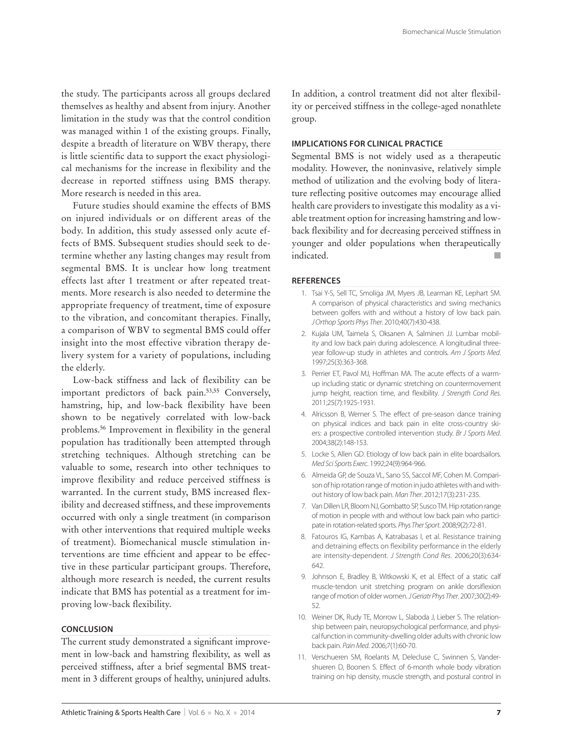the study. The participants across all groups declared themselves as healthy and absent from injury. Another limitation in the study was that the control condition was managed within 1 of the existing groups. Finally, despite a breadth of literature on WBV therapy, there is little scientific data to support the exact physiological mechanisms for the increase in flexibility and the decrease in reported stiffness using BMS therapy. More research is needed in this area.

Future studies should examine the effects of BMS on injured individuals or on different areas of the body. In addition, this study assessed only acute effects of BMS. Subsequent studies should seek to determine whether any lasting changes may result from segmental BMS. It is unclear how long treatment effects last after 1 treatment or after repeated treatments. More research is also needed to determine the appropriate frequency of treatment, time of exposure to the vibration, and concomitant therapies. Finally, a comparison of WBV to segmental BMS could offer insight into the most effective vibration therapy delivery system for a variety of populations, including the elderly.

Low-back stiffness and lack of flexibility can be important predictors of back pain.[53,55] Conversely, hamstring, hip, and low-back flexibility have been shown to be negatively correlated with low-back problems.[56] Improvement in flexibility in the general population has traditionally been attempted through stretching techniques. Although stretching can be valuable to some, research into other techniques to improve flexibility and reduce perceived stiffness is warranted. In the current study, BMS increased flexibility and decreased stiffness, and these improvements occurred with only a single treatment (in comparison with other interventions that required multiple weeks of treatment). Biomechanical muscle stimulation interventions are time efficient and appear to be effective in these particular participant groups. Therefore, although more research is needed, the current results indicate that BMS has potential as a treatment for improving low-back flexibility.

## CONCLUSION

The current study demonstrated a significant improvement in low-back and hamstring flexibility, as well as perceived stiffness, after a brief segmental BMS treatment in 3 different groups of healthy, uninjured adults. In addition, a control treatment did not alter flexibility or perceived stiffness in the college-aged nonathlete group.

## IMPLICATIONS FOR CLINICAL PRACTICE

Segmental BMS is not widely used as a therapeutic modality. However, the noninvasive, relatively simple method of utilization and the evolving body of literature reflecting positive outcomes may encourage allied health care providers to investigate this modality as a viable treatment option for increasing hamstring and low-back flexibility and for decreasing perceived stiffness in younger and older populations when therapeutically indicated. ■

## REFERENCES

1. Tsai Y-S, Sell TC, Smoliga JM, Myers JB, Learman KE, Lephart SM. A comparison of physical characteristics and swing mechanics between golfers with and without a history of low back pain. *J Orthop Sports Phys Ther*. 2010;40(7):430-438.
2. Kujala UM, Taimela S, Oksanen A, Salminen JJ. Lumbar mobility and low back pain during adolescence. A longitudinal three-year follow-up study in athletes and controls. *Am J Sports Med*. 1997;25(3):363-368.
3. Perrier ET, Pavol MJ, Hoffman MA. The acute effects of a warm-up including static or dynamic stretching on countermovement jump height, reaction time, and flexibility. *J Strength Cond Res*. 2011;25(7):1925-1931.
4. Alricsson B, Werner S. The effect of pre-season dance training on physical indices and back pain in elite cross-country skiers: a prospective controlled intervention study. *Br J Sports Med*. 2004;38(2):148-153.
5. Locke S, Allen GD. Etiology of low back pain in elite boardsailors. *Med Sci Sports Exerc*. 1992;24(9):964-966.
6. Almeida GP, de Souza VL, Sano SS, Saccol MF, Cohen M. Comparison of hip rotation range of motion in judo athletes with and without history of low back pain. *Man Ther*. 2012;17(3):231-235.
7. Van Dillen LR, Bloom NJ, Gombatto SP, Susco TM. Hip rotation range of motion in people with and without low back pain who participate in rotation-related sports. *Phys Ther Sport*. 2008;9(2):72-81.
8. Fatouros IG, Kambas A, Katrabasas I, et al. Resistance training and detraining effects on flexibility performance in the elderly are intensity-dependent. *J Strength Cond Res*. 2006;20(3):634-642.
9. Johnson E, Bradley B, Witkowski K, et al. Effect of a static calf muscle-tendon unit stretching program on ankle dorsiflexion range of motion of older women. *J Geriatr Phys Ther*. 2007;30(2):49-52.
10. Weiner DK, Rudy TE, Morrow L, Slaboda J, Lieber S. The relationship between pain, neuropsychological performance, and physical function in community-dwelling older adults with chronic low back pain. *Pain Med*. 2006;7(1):60-70.
11. Verschueren SM, Roelants M, Delecluse C, Swinnen S, Vanderschueren D, Boonen S. Effect of 6-month whole body vibration training on hip density, muscle strength, and postural control in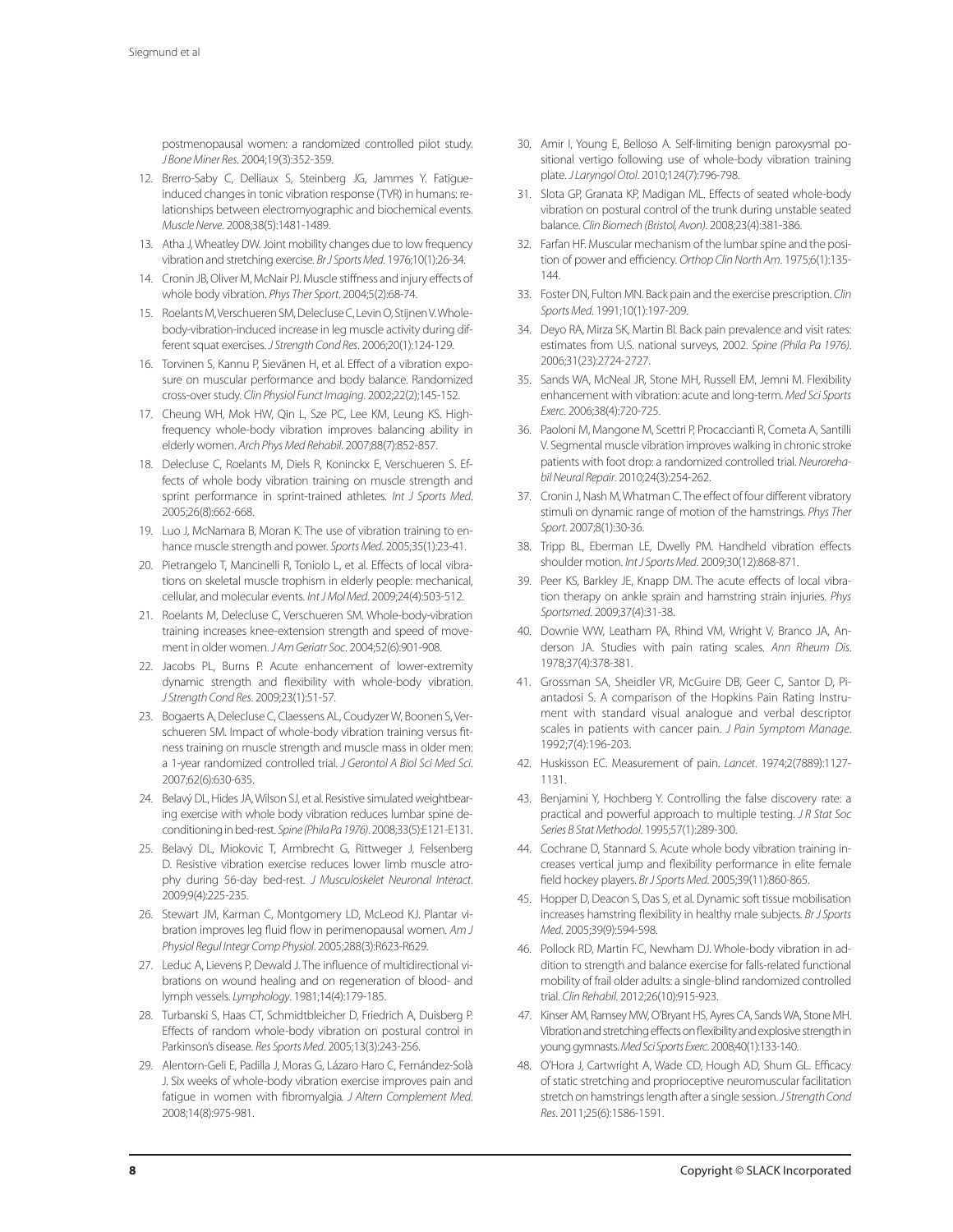postmenopausal women: a randomized controlled pilot study. *J Bone Miner Res*. 2004;19(3):352-359.

12. Brerro-Saby C, Delliaux S, Steinberg JG, Jammes Y. Fatigue-induced changes in tonic vibration response (TVR) in humans: relationships between electromyographic and biochemical events. *Muscle Nerve*. 2008;38(5):1481-1489.
13. Atha J, Wheatley DW. Joint mobility changes due to low frequency vibration and stretching exercise. *Br J Sports Med*. 1976;10(1):26-34.
14. Cronin JB, Oliver M, McNair PJ. Muscle stiffness and injury effects of whole body vibration. *Phys Ther Sport*. 2004;5(2):68-74.
15. Roelants M, Verschueren SM, Delecluse C, Levin O, Stijnen V. Whole-body-vibration-induced increase in leg muscle activity during different squat exercises. *J Strength Cond Res*. 2006;20(1):124-129.
16. Torvinen S, Kannu P, Sievänen H, et al. Effect of a vibration exposure on muscular performance and body balance. Randomized cross-over study. *Clin Physiol Funct Imaging*. 2002;22(2);145-152.
17. Cheung WH, Mok HW, Qin L, Sze PC, Lee KM, Leung KS. High-frequency whole-body vibration improves balancing ability in elderly women. *Arch Phys Med Rehabil*. 2007;88(7):852-857.
18. Delecluse C, Roelants M, Diels R, Koninckx E, Verschueren S. Effects of whole body vibration training on muscle strength and sprint performance in sprint-trained athletes. *Int J Sports Med*. 2005;26(8):662-668.
19. Luo J, McNamara B, Moran K. The use of vibration training to enhance muscle strength and power. *Sports Med*. 2005;35(1):23-41.
20. Pietrangelo T, Mancinelli R, Toniolo L, et al. Effects of local vibrations on skeletal muscle trophism in elderly people: mechanical, cellular, and molecular events. *Int J Mol Med*. 2009;24(4):503-512.
21. Roelants M, Delecluse C, Verschueren SM. Whole-body-vibration training increases knee-extension strength and speed of movement in older women. *J Am Geriatr Soc*. 2004;52(6):901-908.
22. Jacobs PL, Burns P. Acute enhancement of lower-extremity dynamic strength and flexibility with whole-body vibration. *J Strength Cond Res*. 2009;23(1):51-57.
23. Bogaerts A, Delecluse C, Claessens AL, Coudyzer W, Boonen S, Verschueren SM. Impact of whole-body vibration training versus fitness training on muscle strength and muscle mass in older men: a 1-year randomized controlled trial. *J Gerontol A Biol Sci Med Sci*. 2007;62(6):630-635.
24. Belavý DL, Hides JA, Wilson SJ, et al. Resistive simulated weightbearing exercise with whole body vibration reduces lumbar spine deconditioning in bed-rest. *Spine (Phila Pa 1976)*. 2008;33(5):E121-E131.
25. Belavý DL, Miokovic T, Armbrecht G, Rittweger J, Felsenberg D. Resistive vibration exercise reduces lower limb muscle atrophy during 56-day bed-rest. *J Musculoskelet Neuronal Interact*. 2009;9(4):225-235.
26. Stewart JM, Karman C, Montgomery LD, McLeod KJ. Plantar vibration improves leg fluid flow in perimenopausal women. *Am J Physiol Regul Integr Comp Physiol*. 2005;288(3):R623-R629.
27. Leduc A, Lievens P, Dewald J. The influence of multidirectional vibrations on wound healing and on regeneration of blood- and lymph vessels. *Lymphology*. 1981;14(4):179-185.
28. Turbanski S, Haas CT, Schmidtbleicher D, Friedrich A, Duisberg P. Effects of random whole-body vibration on postural control in Parkinson's disease. *Res Sports Med*. 2005;13(3):243-256.
29. Alentorn-Geli E, Padilla J, Moras G, Lázaro Haro C, Fernández-Solà J. Six weeks of whole-body vibration exercise improves pain and fatigue in women with fibromyalgia. *J Altern Complement Med*. 2008;14(8):975-981.
30. Amir I, Young E, Belloso A. Self-limiting benign paroxysmal positional vertigo following use of whole-body vibration training plate. *J Laryngol Otol*. 2010;124(7):796-798.
31. Slota GP, Granata KP, Madigan ML. Effects of seated whole-body vibration on postural control of the trunk during unstable seated balance. *Clin Biomech (Bristol, Avon)*. 2008;23(4):381-386.
32. Farfan HF. Muscular mechanism of the lumbar spine and the position of power and efficiency. *Orthop Clin North Am*. 1975;6(1):135-144.
33. Foster DN, Fulton MN. Back pain and the exercise prescription. *Clin Sports Med*. 1991;10(1):197-209.
34. Deyo RA, Mirza SK, Martin BI. Back pain prevalence and visit rates: estimates from U.S. national surveys, 2002. *Spine (Phila Pa 1976)*. 2006;31(23):2724-2727.
35. Sands WA, McNeal JR, Stone MH, Russell EM, Jemni M. Flexibility enhancement with vibration: acute and long-term. *Med Sci Sports Exerc*. 2006;38(4):720-725.
36. Paoloni M, Mangone M, Scettri P, Procaccianti R, Cometa A, Santilli V. Segmental muscle vibration improves walking in chronic stroke patients with foot drop: a randomized controlled trial. *Neurorehabil Neural Repair*. 2010;24(3):254-262.
37. Cronin J, Nash M, Whatman C. The effect of four different vibratory stimuli on dynamic range of motion of the hamstrings. *Phys Ther Sport*. 2007;8(1):30-36.
38. Tripp BL, Eberman LE, Dwelly PM. Handheld vibration effects shoulder motion. *Int J Sports Med*. 2009;30(12):868-871.
39. Peer KS, Barkley JE, Knapp DM. The acute effects of local vibration therapy on ankle sprain and hamstring strain injuries. *Phys Sportsmed*. 2009;37(4):31-38.
40. Downie WW, Leatham PA, Rhind VM, Wright V, Branco JA, Anderson JA. Studies with pain rating scales. *Ann Rheum Dis*. 1978;37(4):378-381.
41. Grossman SA, Sheidler VR, McGuire DB, Geer C, Santor D, Piantadosi S. A comparison of the Hopkins Pain Rating Instrument with standard visual analogue and verbal descriptor scales in patients with cancer pain. *J Pain Symptom Manage*. 1992;7(4):196-203.
42. Huskisson EC. Measurement of pain. *Lancet*. 1974;2(7889):1127-1131.
43. Benjamini Y, Hochberg Y. Controlling the false discovery rate: a practical and powerful approach to multiple testing. *J R Stat Soc Series B Stat Methodol*. 1995;57(1):289-300.
44. Cochrane D, Stannard S. Acute whole body vibration training increases vertical jump and flexibility performance in elite female field hockey players. *Br J Sports Med*. 2005;39(11):860-865.
45. Hopper D, Deacon S, Das S, et al. Dynamic soft tissue mobilisation increases hamstring flexibility in healthy male subjects. *Br J Sports Med*. 2005;39(9):594-598.
46. Pollock RD, Martin FC, Newham DJ. Whole-body vibration in addition to strength and balance exercise for falls-related functional mobility of frail older adults: a single-blind randomized controlled trial. *Clin Rehabil*. 2012;26(10):915-923.
47. Kinser AM, Ramsey MW, O'Bryant HS, Ayres CA, Sands WA, Stone MH. Vibration and stretching effects on flexibility and explosive strength in young gymnasts. *Med Sci Sports Exerc*. 2008;40(1):133-140.
48. O'Hora J, Cartwright A, Wade CD, Hough AD, Shum GL. Efficacy of static stretching and proprioceptive neuromuscular facilitation stretch on hamstrings length after a single session. *J Strength Cond Res*. 2011;25(6):1586-1591.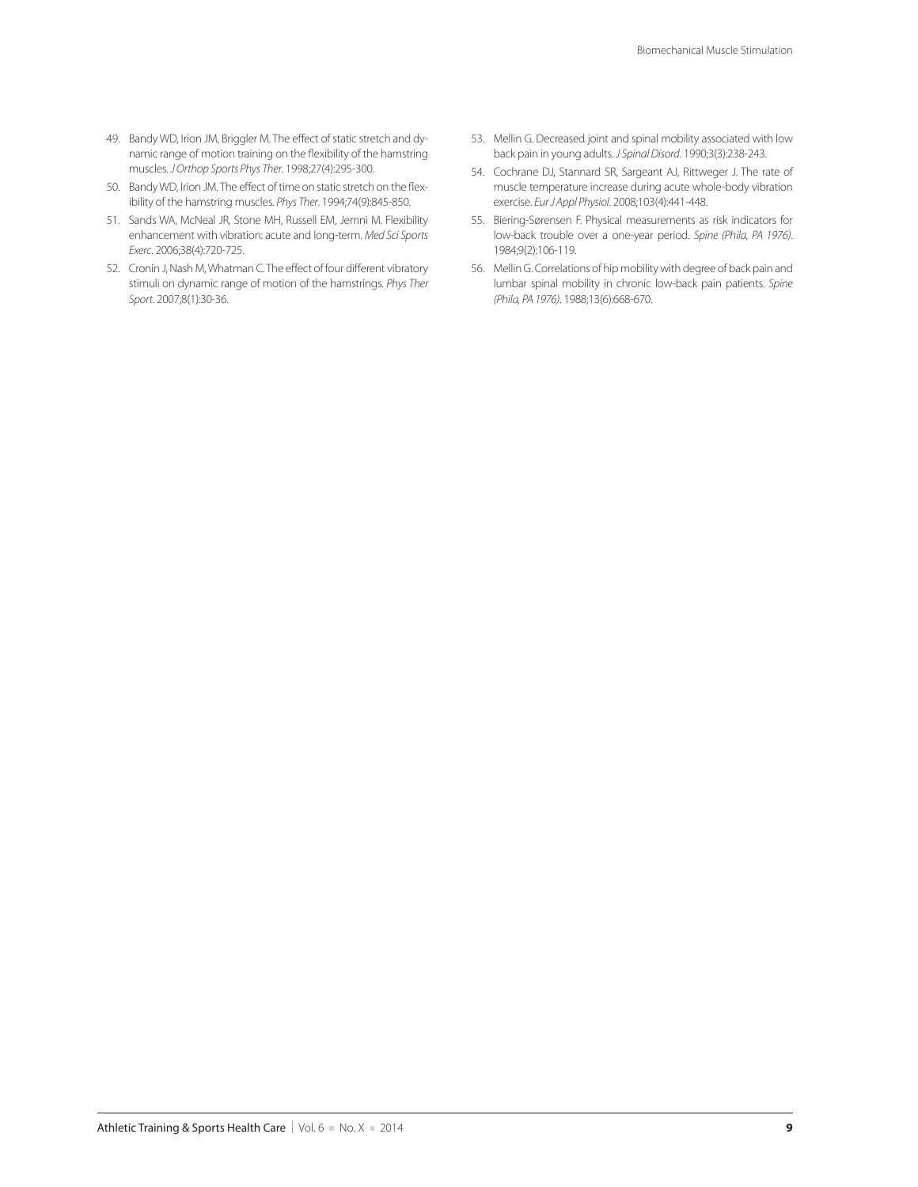49. Bandy WD, Irion JM, Briggler M. The effect of static stretch and dynamic range of motion training on the flexibility of the hamstring muscles. *J Orthop Sports Phys Ther*. 1998;27(4):295-300.
50. Bandy WD, Irion JM. The effect of time on static stretch on the flexibility of the hamstring muscles. *Phys Ther*. 1994;74(9):845-850.
51. Sands WA, McNeal JR, Stone MH, Russell EM, Jemni M. Flexibility enhancement with vibration: acute and long-term. *Med Sci Sports Exerc*. 2006;38(4):720-725.
52. Cronin J, Nash M, Whatman C. The effect of four different vibratory stimuli on dynamic range of motion of the hamstrings. *Phys Ther Sport*. 2007;8(1):30-36.
53. Mellin G. Decreased joint and spinal mobility associated with low back pain in young adults. *J Spinal Disord*. 1990;3(3):238-243.
54. Cochrane DJ, Stannard SR, Sargeant AJ, Rittweger J. The rate of muscle temperature increase during acute whole-body vibration exercise. *Eur J Appl Physiol*. 2008;103(4):441-448.
55. Biering-Sørensen F. Physical measurements as risk indicators for low-back trouble over a one-year period. *Spine (Phila, PA 1976)*. 1984;9(2):106-119.
56. Mellin G. Correlations of hip mobility with degree of back pain and lumbar spinal mobility in chronic low-back pain patients. *Spine (Phila, PA 1976)*. 1988;13(6):668-670.